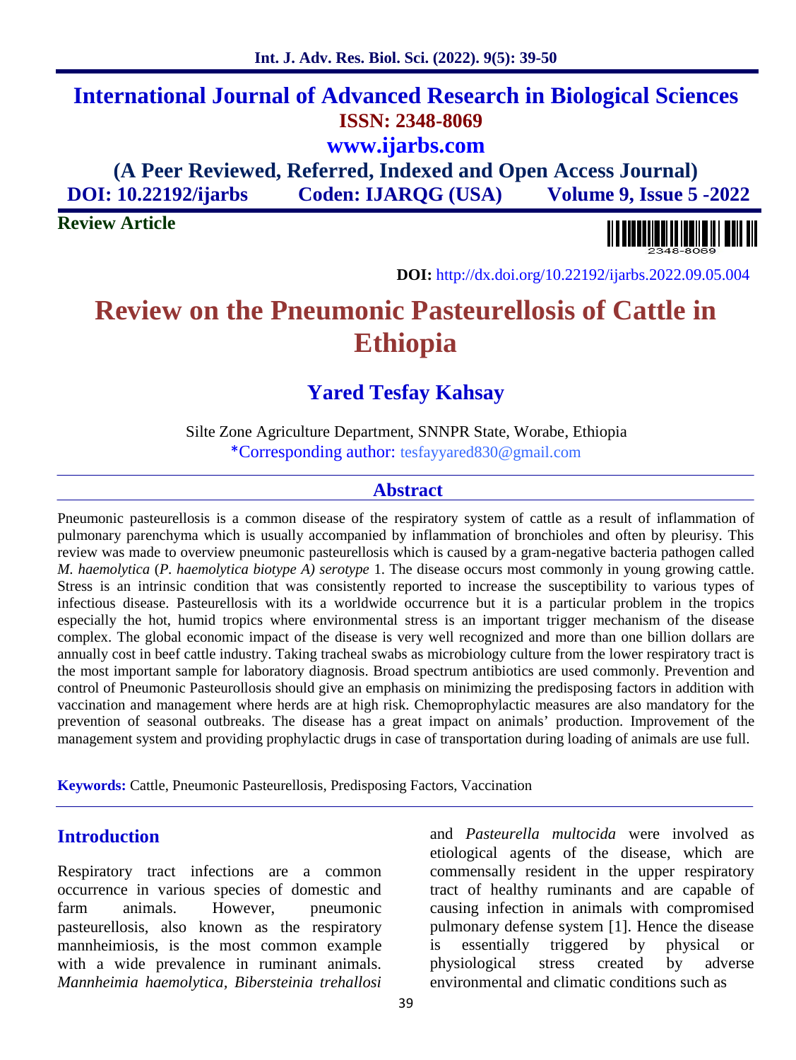# International Journal of Advanced Research in Biological Sciences

**ISSN: 2348-8069**

**www.ijarbs.com**

**(A Peer Reviewed, Referred, Indexed and Open Access Journal)**

**DOI: 10.22192/ijarbs Coden: IJARQG (USA) Volume 9, Issue 5 -2022**

**Review Article**

**DOI:** http://dx.doi.org/10.22192/ijarbs.2022.09.05.004

# Review on the Pneumonic Pasteurellosis of Cattle in Ethiopia

## Yared Tesfay Kahsay

Silte Zone Agriculture Department, SNNPR State, Worabe, Ethiopia

*Corresponding author: tesfayyared830@gmail.com

## Abstract

Pneumonic pasteurellosis is a common disease of the respiratory system of cattle as a result of inflammation of pulmonary parenchyma which is usually accompanied by inflammation of bronchioles and often by pleurisy. This review was made to overview pneumonic pasteurellosis which is caused by a gram-negative bacteria pathogen called *M. haemolytica* (*P. haemolytica biotype A) serotype* 1. The disease occurs most commonly in young growing cattle. Stress is an intrinsic condition that was consistently reported to increase the susceptibility to various types of infectious disease. Pasteurellosis with its a worldwide occurrence but it is a particular problem in the tropics especially the hot, humid tropics where environmental stress is an important trigger mechanism of the disease complex. The global economic impact of the disease is very well recognized and more than one billion dollars are annually cost in beef cattle industry. Taking tracheal swabs as microbiology culture from the lower respiratory tract is the most important sample for laboratory diagnosis. Broad spectrum antibiotics are used commonly. Prevention and control of Pneumonic Pasteurollosis should give an emphasis on minimizing the predisposing factors in addition with vaccination and management where herds are at high risk. Chemoprophylactic measures are also mandatory for the prevention of seasonal outbreaks. The disease has a great impact on animals' production. Improvement of the management system and providing prophylactic drugs in case of transportation during loading of animals are use full.

**Keywords:** Cattle, Pneumonic Pasteurellosis, Predisposing Factors, Vaccination

## Introduction

Respiratory tract infections are a common occurrence in various species of domestic and farm animals. However, pneumonic pasteurellosis, also known as the respiratory mannheimiosis, is the most common example with a wide prevalence in ruminant animals. *Mannheimia haemolytica, Bibersteinia trehallosi* and *Pasteurella multocida* were involved as etiological agents of the disease, which are commensally resident in the upper respiratory tract of healthy ruminants and are capable of causing infection in animals with compromised pulmonary defense system [1]. Hence the disease is essentially triggered by physical or physiological stress created by adverse environmental and climatic conditions such as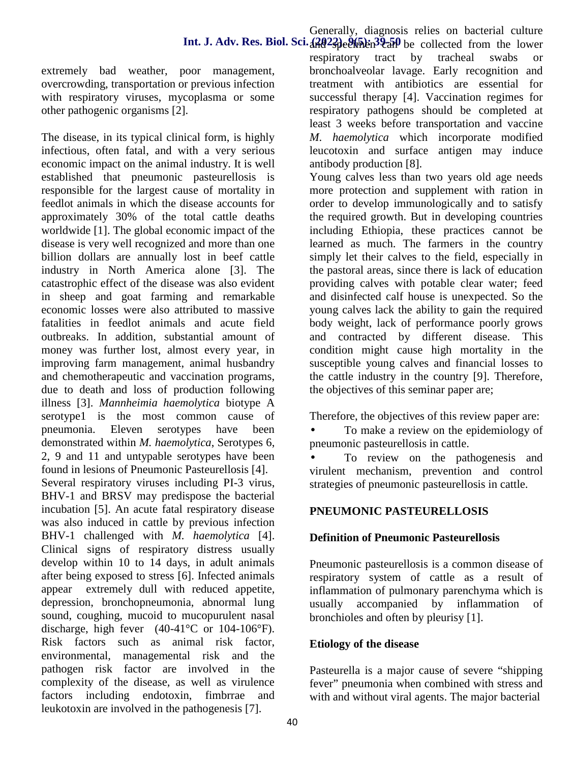extremely bad weather, poor management, overcrowding, transportation or previous infection with respiratory viruses, mycoplasma or some other pathogenic organisms [2].

The disease, in its typical clinical form, is highly infectious, often fatal, and with a very serious economic impact on the animal industry. It is well established that pneumonic pasteurellosis is responsible for the largest cause of mortality in feedlot animals in which the disease accounts for approximately 30% of the total cattle deaths worldwide [1]. The global economic impact of the disease is very well recognized and more than one billion dollars are annually lost in beef cattle industry in North America alone [3]. The catastrophic effect of the disease was also evident in sheep and goat farming and remarkable economic losses were also attributed to massive fatalities in feedlot animals and acute field outbreaks. In addition, substantial amount of money was further lost, almost every year, in improving farm management, animal husbandry and chemotherapeutic and vaccination programs, due to death and loss of production following illness [3]. *Mannheimia haemolytica* biotype A serotype1 is the most common cause of pneumonia. Eleven serotypes have been demonstrated within *M. haemolytica*, Serotypes 6, 2, 9 and 11 and untypable serotypes have been found in lesions of Pneumonic Pasteurellosis [4]. Several respiratory viruses including PI-3 virus, BHV-1 and BRSV may predispose the bacterial incubation [5]. An acute fatal respiratory disease was also induced in cattle by previous infection BHV-1 challenged with *M. haemolytica* [4]. Clinical signs of respiratory distress usually develop within 10 to 14 days, in adult animals after being exposed to stress [6]. Infected animals appear extremely dull with reduced appetite, depression, bronchopneumonia, abnormal lung sound, coughing, mucoid to mucopurulent nasal discharge, high fever (40-41°C or 104-106°F). Risk factors such as animal risk factor, environmental, managemental risk and the pathogen risk factor are involved in the complexity of the disease, as well as virulence factors including endotoxin, fimbrrae and leukotoxin are involved in the pathogenesis [7].

Generally, diagnosis relies on bacterial culture and specimen can be collected from the lower respiratory tract by tracheal swabs or bronchoalveolar lavage. Early recognition and treatment with antibiotics are essential for successful therapy [4]. Vaccination regimes for respiratory pathogens should be completed at least 3 weeks before transportation and vaccine *M. haemolytica* which incorporate modified leucotoxin and surface antigen may induce antibody production [8].

Young calves less than two years old age needs more protection and supplement with ration in order to develop immunologically and to satisfy the required growth. But in developing countries including Ethiopia, these practices cannot be learned as much. The farmers in the country simply let their calves to the field, especially in the pastoral areas, since there is lack of education providing calves with potable clear water; feed and disinfected calf house is unexpected. So the young calves lack the ability to gain the required body weight, lack of performance poorly grows and contracted by different disease. This condition might cause high mortality in the susceptible young calves and financial losses to the cattle industry in the country [9]. Therefore, the objectives of this seminar paper are;

Therefore, the objectives of this review paper are:

- To make a review on the epidemiology of pneumonic pasteurellosis in cattle.
- To review on the pathogenesis and virulent mechanism, prevention and control strategies of pneumonic pasteurellosis in cattle.

## PNEUMONIC PASTEURELLOSIS

### Definition of Pneumonic Pasteurellosis

Pneumonic pasteurellosis is a common disease of respiratory system of cattle as a result of inflammation of pulmonary parenchyma which is usually accompanied by inflammation of bronchioles and often by pleurisy [1].

### Etiology of the disease

Pasteurella is a major cause of severe "shipping fever" pneumonia when combined with stress and with and without viral agents. The major bacterial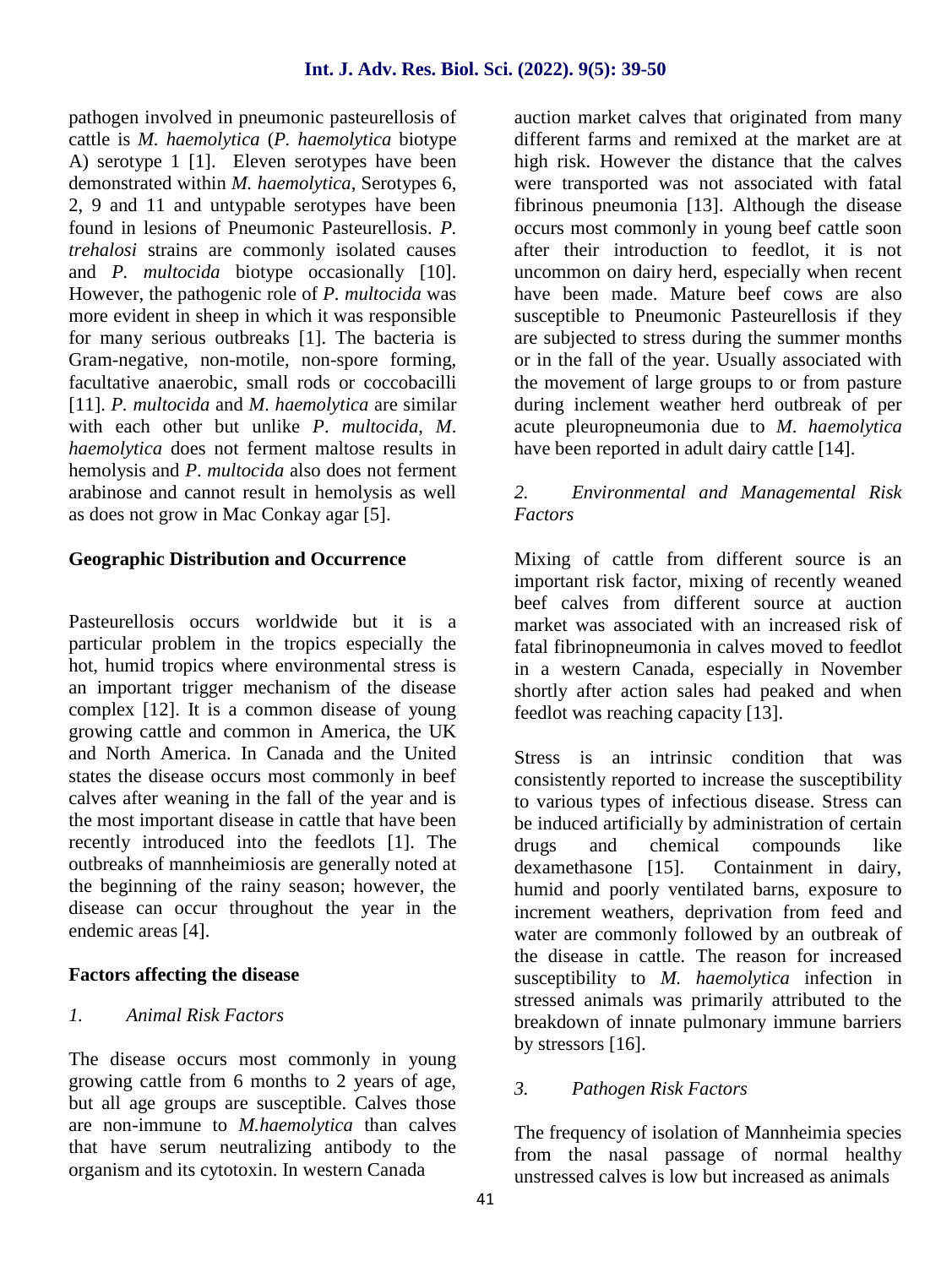pathogen involved in pneumonic pasteurellosis of cattle is *M. haemolytica* (*P. haemolytica* biotype A) serotype 1 [1]. Eleven serotypes have been demonstrated within *M. haemolytica*, Serotypes 6, 2, 9 and 11 and untypable serotypes have been found in lesions of Pneumonic Pasteurellosis. *P. trehalosi* strains are commonly isolated causes and *P. multocida* biotype occasionally [10]. However, the pathogenic role of *P. multocida* was more evident in sheep in which it was responsible for many serious outbreaks [1]. The bacteria is Gram-negative, non-motile, non-spore forming, facultative anaerobic, small rods or coccobacilli [11]. *P. multocida* and *M. haemolytica* are similar with each other but unlike *P. multocida*, *M. haemolytica* does not ferment maltose results in hemolysis and *P. multocida* also does not ferment arabinose and cannot result in hemolysis as well as does not grow in Mac Conkay agar [5].

## Geographic Distribution and Occurrence

Pasteurellosis occurs worldwide but it is a particular problem in the tropics especially the hot, humid tropics where environmental stress is an important trigger mechanism of the disease complex [12]. It is a common disease of young growing cattle and common in America, the UK and North America. In Canada and the United states the disease occurs most commonly in beef calves after weaning in the fall of the year and is the most important disease in cattle that have been recently introduced into the feedlots [1]. The outbreaks of mannheimiosis are generally noted at the beginning of the rainy season; however, the disease can occur throughout the year in the endemic areas [4].

## Factors affecting the disease

### *1. Animal Risk Factors*

The disease occurs most commonly in young growing cattle from 6 months to 2 years of age, but all age groups are susceptible. Calves those are non-immune to *M.haemolytica* than calves that have serum neutralizing antibody to the organism and its cytotoxin. In western Canada auction market calves that originated from many different farms and remixed at the market are at high risk. However the distance that the calves were transported was not associated with fatal fibrinous pneumonia [13]. Although the disease occurs most commonly in young beef cattle soon after their introduction to feedlot, it is not uncommon on dairy herd, especially when recent have been made. Mature beef cows are also susceptible to Pneumonic Pasteurellosis if they are subjected to stress during the summer months or in the fall of the year. Usually associated with the movement of large groups to or from pasture during inclement weather herd outbreak of per acute pleuropneumonia due to *M. haemolytica* have been reported in adult dairy cattle [14].

### *2. Environmental and Managemental Risk Factors*

Mixing of cattle from different source is an important risk factor, mixing of recently weaned beef calves from different source at auction market was associated with an increased risk of fatal fibrinopneumonia in calves moved to feedlot in a western Canada, especially in November shortly after action sales had peaked and when feedlot was reaching capacity [13].

Stress is an intrinsic condition that was consistently reported to increase the susceptibility to various types of infectious disease. Stress can be induced artificially by administration of certain drugs and chemical compounds like dexamethasone [15]. Containment in dairy, humid and poorly ventilated barns, exposure to increment weathers, deprivation from feed and water are commonly followed by an outbreak of the disease in cattle. The reason for increased susceptibility to *M. haemolytica* infection in stressed animals was primarily attributed to the breakdown of innate pulmonary immune barriers by stressors [16].

### *3. Pathogen Risk Factors*

The frequency of isolation of Mannheimia species from the nasal passage of normal healthy unstressed calves is low but increased as animals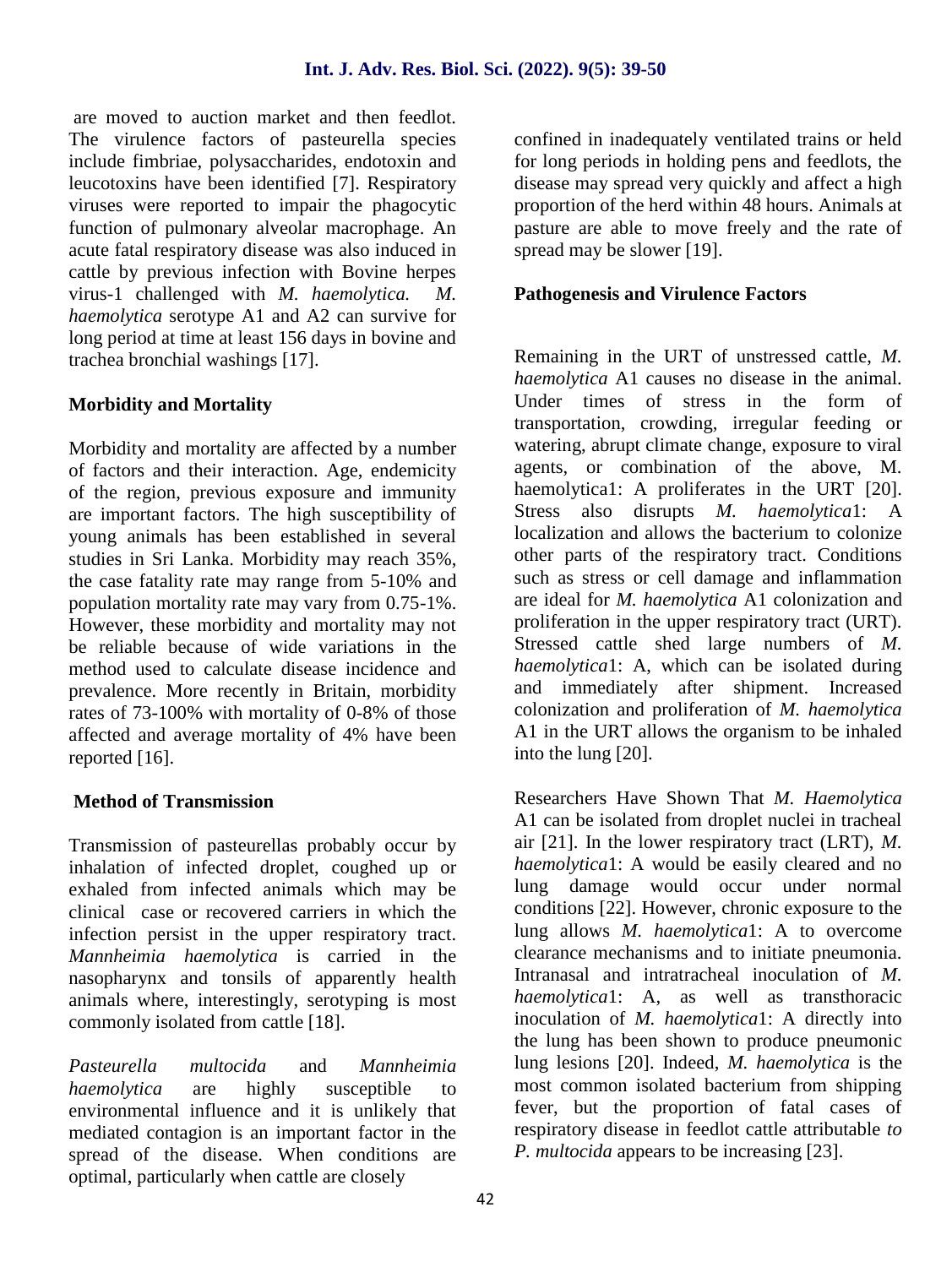are moved to auction market and then feedlot. The virulence factors of pasteurella species include fimbriae, polysaccharides, endotoxin and leucotoxins have been identified [7]. Respiratory viruses were reported to impair the phagocytic function of pulmonary alveolar macrophage. An acute fatal respiratory disease was also induced in cattle by previous infection with Bovine herpes virus-1 challenged with *M. haemolytica. M. haemolytica* serotype A1 and A2 can survive for long period at time at least 156 days in bovine and trachea bronchial washings [17].

## Morbidity and Mortality

Morbidity and mortality are affected by a number of factors and their interaction. Age, endemicity of the region, previous exposure and immunity are important factors. The high susceptibility of young animals has been established in several studies in Sri Lanka. Morbidity may reach 35%, the case fatality rate may range from 5-10% and population mortality rate may vary from 0.75-1%. However, these morbidity and mortality may not be reliable because of wide variations in the method used to calculate disease incidence and prevalence. More recently in Britain, morbidity rates of 73-100% with mortality of 0-8% of those affected and average mortality of 4% have been reported [16].

## Method of Transmission

Transmission of pasteurellas probably occur by inhalation of infected droplet, coughed up or exhaled from infected animals which may be clinical case or recovered carriers in which the infection persist in the upper respiratory tract. *Mannheimia haemolytica* is carried in the nasopharynx and tonsils of apparently health animals where, interestingly, serotyping is most commonly isolated from cattle [18].

*Pasteurella multocida* and *Mannheimia haemolytica* are highly susceptible to environmental influence and it is unlikely that mediated contagion is an important factor in the spread of the disease. When conditions are optimal, particularly when cattle are closely confined in inadequately ventilated trains or held for long periods in holding pens and feedlots, the disease may spread very quickly and affect a high proportion of the herd within 48 hours. Animals at pasture are able to move freely and the rate of spread may be slower [19].

## Pathogenesis and Virulence Factors

Remaining in the URT of unstressed cattle, *M. haemolytica* A1 causes no disease in the animal. Under times of stress in the form of transportation, crowding, irregular feeding or watering, abrupt climate change, exposure to viral agents, or combination of the above, M. haemolytica1: A proliferates in the URT [20]. Stress also disrupts *M. haemolytica*1: A localization and allows the bacterium to colonize other parts of the respiratory tract. Conditions such as stress or cell damage and inflammation are ideal for *M. haemolytica* A1 colonization and proliferation in the upper respiratory tract (URT). Stressed cattle shed large numbers of *M. haemolytica*1: A, which can be isolated during and immediately after shipment. Increased colonization and proliferation of *M. haemolytica* A1 in the URT allows the organism to be inhaled into the lung [20].

Researchers Have Shown That *M. Haemolytica* A1 can be isolated from droplet nuclei in tracheal air [21]. In the lower respiratory tract (LRT), *M. haemolytica*1: A would be easily cleared and no lung damage would occur under normal conditions [22]. However, chronic exposure to the lung allows *M. haemolytica*1: A to overcome clearance mechanisms and to initiate pneumonia. Intranasal and intratracheal inoculation of *M. haemolytica*1: A, as well as transthoracic inoculation of *M. haemolytica*1: A directly into the lung has been shown to produce pneumonic lung lesions [20]. Indeed, *M. haemolytica* is the most common isolated bacterium from shipping fever, but the proportion of fatal cases of respiratory disease in feedlot cattle attributable *to P. multocida* appears to be increasing [23].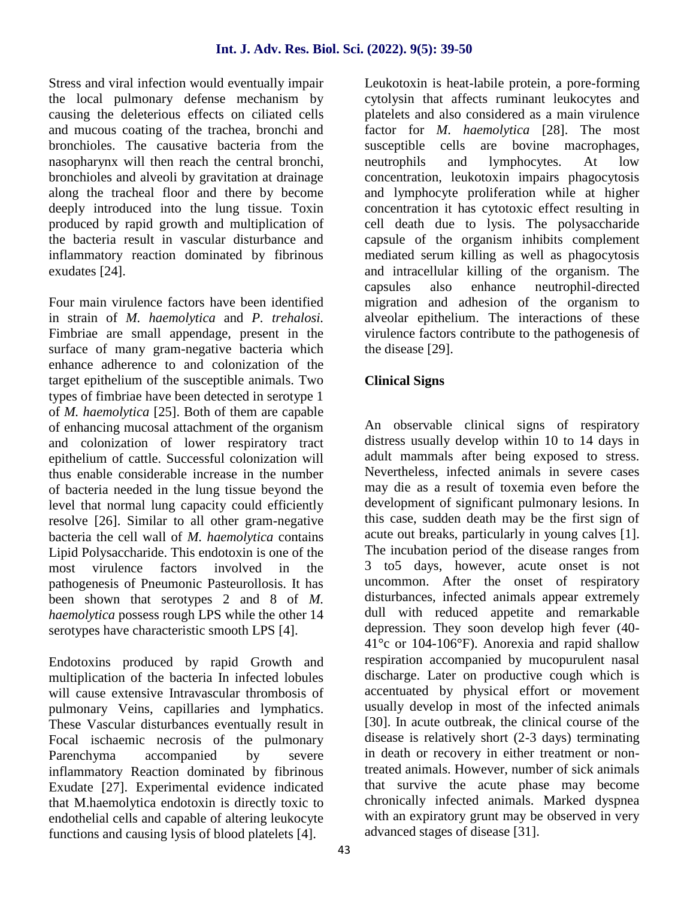Stress and viral infection would eventually impair the local pulmonary defense mechanism by causing the deleterious effects on ciliated cells and mucous coating of the trachea, bronchi and bronchioles. The causative bacteria from the nasopharynx will then reach the central bronchi, bronchioles and alveoli by gravitation at drainage along the tracheal floor and there by become deeply introduced into the lung tissue. Toxin produced by rapid growth and multiplication of the bacteria result in vascular disturbance and inflammatory reaction dominated by fibrinous exudates [24].

Four main virulence factors have been identified in strain of *M. haemolytica* and *P. trehalosi.* Fimbriae are small appendage, present in the surface of many gram-negative bacteria which enhance adherence to and colonization of the target epithelium of the susceptible animals. Two types of fimbriae have been detected in serotype 1 of *M. haemolytica* [25]. Both of them are capable of enhancing mucosal attachment of the organism and colonization of lower respiratory tract epithelium of cattle. Successful colonization will thus enable considerable increase in the number of bacteria needed in the lung tissue beyond the level that normal lung capacity could efficiently resolve [26]. Similar to all other gram-negative bacteria the cell wall of *M. haemolytica* contains Lipid Polysaccharide. This endotoxin is one of the most virulence factors involved in the pathogenesis of Pneumonic Pasteurollosis. It has been shown that serotypes 2 and 8 of *M. haemolytica* possess rough LPS while the other 14 serotypes have characteristic smooth LPS [4].

Endotoxins produced by rapid Growth and multiplication of the bacteria In infected lobules will cause extensive Intravascular thrombosis of pulmonary Veins, capillaries and lymphatics. These Vascular disturbances eventually result in Focal ischaemic necrosis of the pulmonary Parenchyma accompanied by severe inflammatory Reaction dominated by fibrinous Exudate [27]. Experimental evidence indicated that M.haemolytica endotoxin is directly toxic to endothelial cells and capable of altering leukocyte functions and causing lysis of blood platelets [4].

Leukotoxin is heat-labile protein, a pore-forming cytolysin that affects ruminant leukocytes and platelets and also considered as a main virulence factor for *M. haemolytica* [28]. The most susceptible cells are bovine macrophages, neutrophils and lymphocytes. At low concentration, leukotoxin impairs phagocytosis and lymphocyte proliferation while at higher concentration it has cytotoxic effect resulting in cell death due to lysis. The polysaccharide capsule of the organism inhibits complement mediated serum killing as well as phagocytosis and intracellular killing of the organism. The capsules also enhance neutrophil-directed migration and adhesion of the organism to alveolar epithelium. The interactions of these virulence factors contribute to the pathogenesis of the disease [29].

## Clinical Signs

An observable clinical signs of respiratory distress usually develop within 10 to 14 days in adult mammals after being exposed to stress. Nevertheless, infected animals in severe cases may die as a result of toxemia even before the development of significant pulmonary lesions. In this case, sudden death may be the first sign of acute out breaks, particularly in young calves [1]. The incubation period of the disease ranges from 3 to5 days, however, acute onset is not uncommon. After the onset of respiratory disturbances, infected animals appear extremely dull with reduced appetite and remarkable depression. They soon develop high fever (40-41°c or 104-106°F). Anorexia and rapid shallow respiration accompanied by mucopurulent nasal discharge. Later on productive cough which is accentuated by physical effort or movement usually develop in most of the infected animals [30]. In acute outbreak, the clinical course of the disease is relatively short (2-3 days) terminating in death or recovery in either treatment or non-treated animals. However, number of sick animals that survive the acute phase may become chronically infected animals. Marked dyspnea with an expiratory grunt may be observed in very advanced stages of disease [31].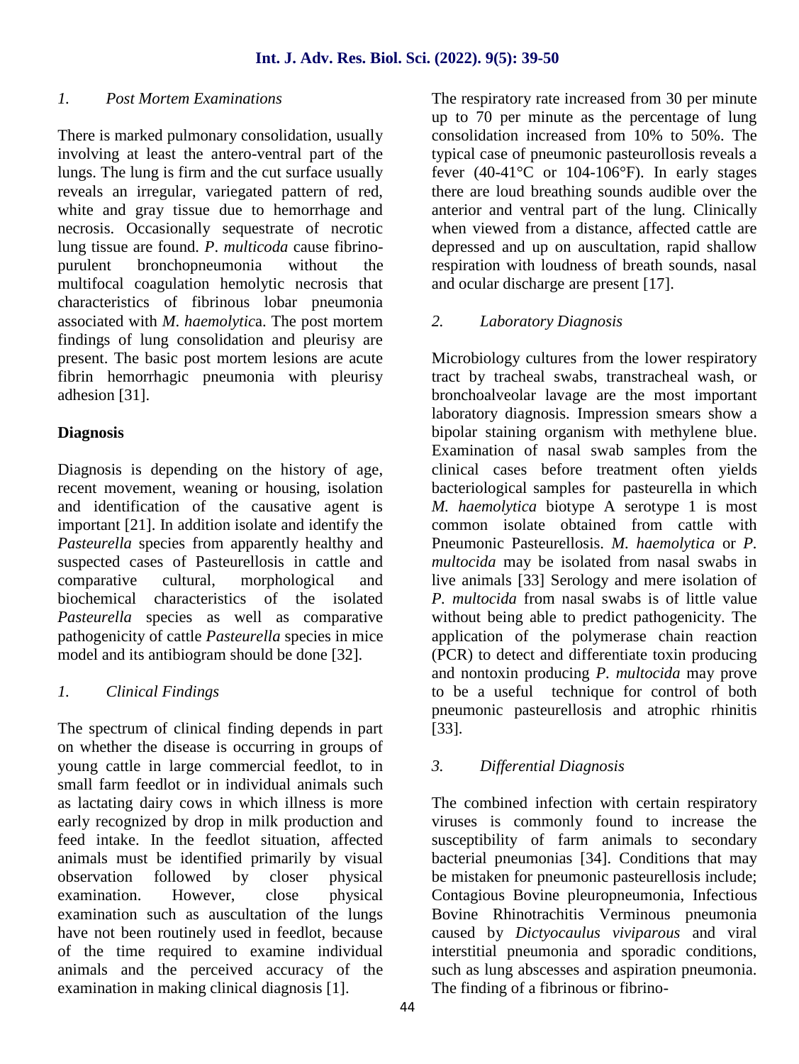*1. Post Mortem Examinations*

There is marked pulmonary consolidation, usually involving at least the antero-ventral part of the lungs. The lung is firm and the cut surface usually reveals an irregular, variegated pattern of red, white and gray tissue due to hemorrhage and necrosis. Occasionally sequestrate of necrotic lung tissue are found. *P. multicoda* cause fibrino-purulent bronchopneumonia without the multifocal coagulation hemolytic necrosis that characteristics of fibrinous lobar pneumonia associated with *M. haemolytic*a. The post mortem findings of lung consolidation and pleurisy are present. The basic post mortem lesions are acute fibrin hemorrhagic pneumonia with pleurisy adhesion [31].

## Diagnosis

Diagnosis is depending on the history of age, recent movement, weaning or housing, isolation and identification of the causative agent is important [21]. In addition isolate and identify the *Pasteurella* species from apparently healthy and suspected cases of Pasteurellosis in cattle and comparative cultural, morphological and biochemical characteristics of the isolated *Pasteurella* species as well as comparative pathogenicity of cattle *Pasteurella* species in mice model and its antibiogram should be done [32].

*1. Clinical Findings*

The spectrum of clinical finding depends in part on whether the disease is occurring in groups of young cattle in large commercial feedlot, to in small farm feedlot or in individual animals such as lactating dairy cows in which illness is more early recognized by drop in milk production and feed intake. In the feedlot situation, affected animals must be identified primarily by visual observation followed by closer physical examination. However, close physical examination such as auscultation of the lungs have not been routinely used in feedlot, because of the time required to examine individual animals and the perceived accuracy of the examination in making clinical diagnosis [1].

The respiratory rate increased from 30 per minute up to 70 per minute as the percentage of lung consolidation increased from 10% to 50%. The typical case of pneumonic pasteurollosis reveals a fever (40-41°C or 104-106°F). In early stages there are loud breathing sounds audible over the anterior and ventral part of the lung. Clinically when viewed from a distance, affected cattle are depressed and up on auscultation, rapid shallow respiration with loudness of breath sounds, nasal and ocular discharge are present [17].

*2. Laboratory Diagnosis*

Microbiology cultures from the lower respiratory tract by tracheal swabs, transtracheal wash, or bronchoalveolar lavage are the most important laboratory diagnosis. Impression smears show a bipolar staining organism with methylene blue. Examination of nasal swab samples from the clinical cases before treatment often yields bacteriological samples for pasteurella in which *M. haemolytica* biotype A serotype 1 is most common isolate obtained from cattle with Pneumonic Pasteurellosis. *M. haemolytica* or *P. multocida* may be isolated from nasal swabs in live animals [33] Serology and mere isolation of *P. multocida* from nasal swabs is of little value without being able to predict pathogenicity. The application of the polymerase chain reaction (PCR) to detect and differentiate toxin producing and nontoxin producing *P. multocida* may prove to be a useful technique for control of both pneumonic pasteurellosis and atrophic rhinitis [33].

*3. Differential Diagnosis*

The combined infection with certain respiratory viruses is commonly found to increase the susceptibility of farm animals to secondary bacterial pneumonias [34]. Conditions that may be mistaken for pneumonic pasteurellosis include; Contagious Bovine pleuropneumonia, Infectious Bovine Rhinotrachitis Verminous pneumonia caused by *Dictyocaulus viviparous* and viral interstitial pneumonia and sporadic conditions, such as lung abscesses and aspiration pneumonia. The finding of a fibrinous or fibrino-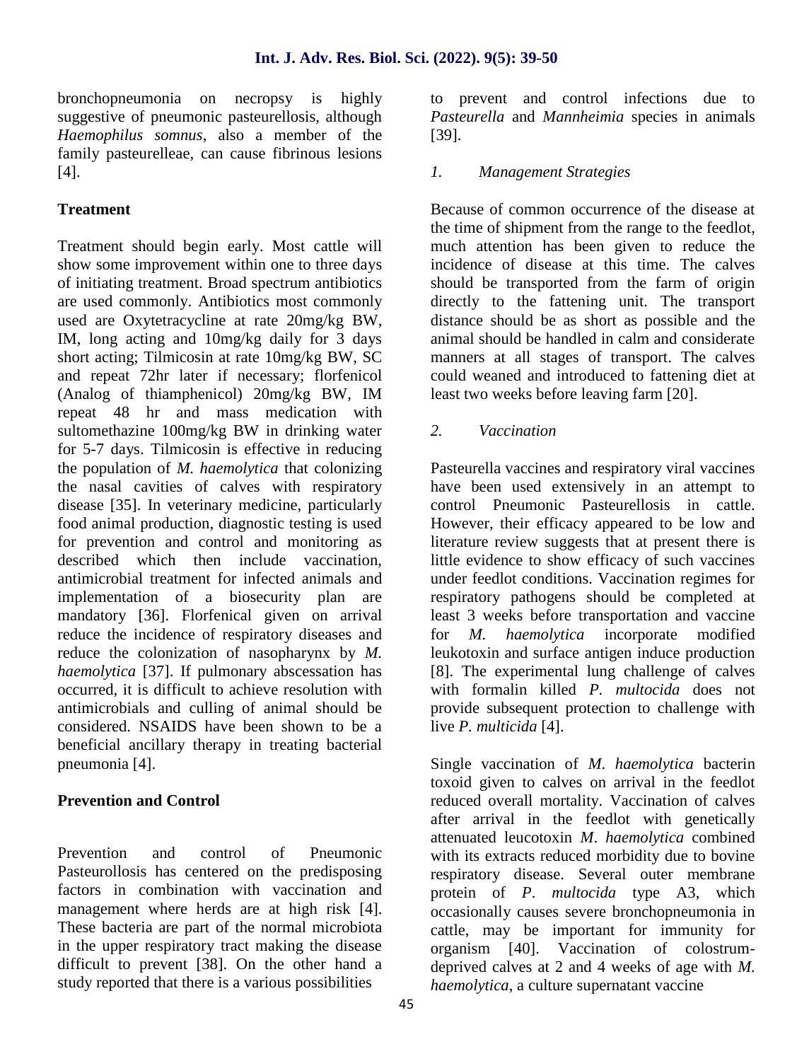bronchopneumonia on necropsy is highly suggestive of pneumonic pasteurellosis, although *Haemophilus somnus*, also a member of the family pasteurelleae, can cause fibrinous lesions [4].

## Treatment

Treatment should begin early. Most cattle will show some improvement within one to three days of initiating treatment. Broad spectrum antibiotics are used commonly. Antibiotics most commonly used are Oxytetracycline at rate 20mg/kg BW, IM, long acting and 10mg/kg daily for 3 days short acting; Tilmicosin at rate 10mg/kg BW, SC and repeat 72hr later if necessary; florfenicol (Analog of thiamphenicol) 20mg/kg BW, IM repeat 48 hr and mass medication with sultomethazine 100mg/kg BW in drinking water for 5-7 days. Tilmicosin is effective in reducing the population of *M. haemolytica* that colonizing the nasal cavities of calves with respiratory disease [35]. In veterinary medicine, particularly food animal production, diagnostic testing is used for prevention and control and monitoring as described which then include vaccination, antimicrobial treatment for infected animals and implementation of a biosecurity plan are mandatory [36]. Florfenical given on arrival reduce the incidence of respiratory diseases and reduce the colonization of nasopharynx by *M. haemolytica* [37]. If pulmonary abscessation has occurred, it is difficult to achieve resolution with antimicrobials and culling of animal should be considered. NSAIDS have been shown to be a beneficial ancillary therapy in treating bacterial pneumonia [4].

## Prevention and Control

Prevention and control of Pneumonic Pasteurollosis has centered on the predisposing factors in combination with vaccination and management where herds are at high risk [4]. These bacteria are part of the normal microbiota in the upper respiratory tract making the disease difficult to prevent [38]. On the other hand a study reported that there is a various possibilities to prevent and control infections due to *Pasteurella* and *Mannheimia* species in animals [39].

### *1. Management Strategies*

Because of common occurrence of the disease at the time of shipment from the range to the feedlot, much attention has been given to reduce the incidence of disease at this time. The calves should be transported from the farm of origin directly to the fattening unit. The transport distance should be as short as possible and the animal should be handled in calm and considerate manners at all stages of transport. The calves could weaned and introduced to fattening diet at least two weeks before leaving farm [20].

### *2. Vaccination*

Pasteurella vaccines and respiratory viral vaccines have been used extensively in an attempt to control Pneumonic Pasteurellosis in cattle. However, their efficacy appeared to be low and literature review suggests that at present there is little evidence to show efficacy of such vaccines under feedlot conditions. Vaccination regimes for respiratory pathogens should be completed at least 3 weeks before transportation and vaccine for *M. haemolytica* incorporate modified leukotoxin and surface antigen induce production [8]. The experimental lung challenge of calves with formalin killed *P. multocida* does not provide subsequent protection to challenge with live *P. multicida* [4].

Single vaccination of *M. haemolytica* bacterin toxoid given to calves on arrival in the feedlot reduced overall mortality. Vaccination of calves after arrival in the feedlot with genetically attenuated leucotoxin *M. haemolytica* combined with its extracts reduced morbidity due to bovine respiratory disease. Several outer membrane protein of *P. multocida* type A3, which occasionally causes severe bronchopneumonia in cattle, may be important for immunity for organism [40]. Vaccination of colostrum-deprived calves at 2 and 4 weeks of age with *M. haemolytica*, a culture supernatant vaccine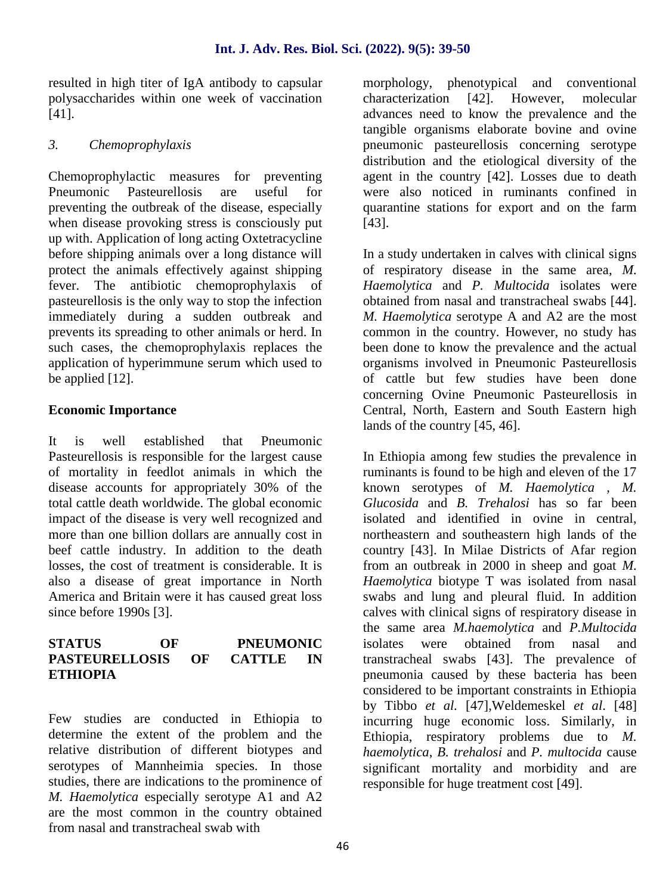resulted in high titer of IgA antibody to capsular polysaccharides within one week of vaccination [41].

### *3. Chemoprophylaxis*

Chemoprophylactic measures for preventing Pneumonic Pasteurellosis are useful for preventing the outbreak of the disease, especially when disease provoking stress is consciously put up with. Application of long acting Oxtetracycline before shipping animals over a long distance will protect the animals effectively against shipping fever. The antibiotic chemoprophylaxis of pasteurellosis is the only way to stop the infection immediately during a sudden outbreak and prevents its spreading to other animals or herd. In such cases, the chemoprophylaxis replaces the application of hyperimmune serum which used to be applied [12].

## Economic Importance

It is well established that Pneumonic Pasteurellosis is responsible for the largest cause of mortality in feedlot animals in which the disease accounts for appropriately 30% of the total cattle death worldwide. The global economic impact of the disease is very well recognized and more than one billion dollars are annually cost in beef cattle industry. In addition to the death losses, the cost of treatment is considerable. It is also a disease of great importance in North America and Britain were it has caused great loss since before 1990s [3].

## STATUS OF PNEUMONIC PASTEURELLOSIS OF CATTLE IN ETHIOPIA

Few studies are conducted in Ethiopia to determine the extent of the problem and the relative distribution of different biotypes and serotypes of Mannheimia species. In those studies, there are indications to the prominence of *M. Haemolytica* especially serotype A1 and A2 are the most common in the country obtained from nasal and transtracheal swab with morphology, phenotypical and conventional characterization [42]. However, molecular advances need to know the prevalence and the tangible organisms elaborate bovine and ovine pneumonic pasteurellosis concerning serotype distribution and the etiological diversity of the agent in the country [42]. Losses due to death were also noticed in ruminants confined in quarantine stations for export and on the farm [43].

In a study undertaken in calves with clinical signs of respiratory disease in the same area, *M. Haemolytica* and *P. Multocida* isolates were obtained from nasal and transtracheal swabs [44]. *M. Haemolytica* serotype A and A2 are the most common in the country. However, no study has been done to know the prevalence and the actual organisms involved in Pneumonic Pasteurellosis of cattle but few studies have been done concerning Ovine Pneumonic Pasteurellosis in Central, North, Eastern and South Eastern high lands of the country [45, 46].

In Ethiopia among few studies the prevalence in ruminants is found to be high and eleven of the 17 known serotypes of *M. Haemolytica* , *M. Glucosida* and *B. Trehalosi* has so far been isolated and identified in ovine in central, northeastern and southeastern high lands of the country [43]. In Milae Districts of Afar region from an outbreak in 2000 in sheep and goat *M. Haemolytica* biotype T was isolated from nasal swabs and lung and pleural fluid. In addition calves with clinical signs of respiratory disease in the same area *M.haemolytica* and *P.Multocida* isolates were obtained from nasal and transtracheal swabs [43]. The prevalence of pneumonia caused by these bacteria has been considered to be important constraints in Ethiopia by Tibbo *et al.* [47],Weldemeskel *et al.* [48] incurring huge economic loss. Similarly, in Ethiopia, respiratory problems due to *M. haemolytica*, *B. trehalosi* and *P. multocida* cause significant mortality and morbidity and are responsible for huge treatment cost [49].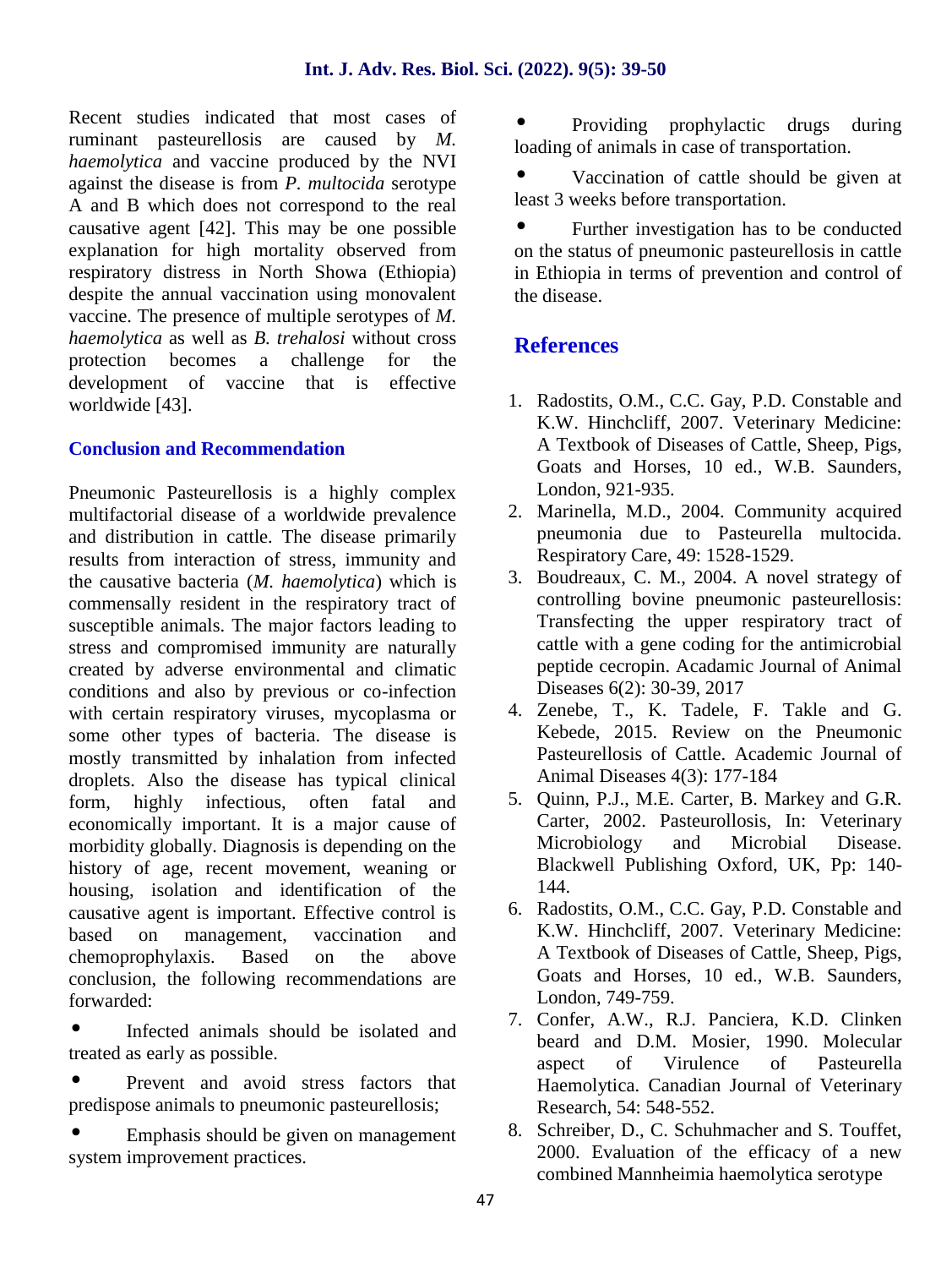Recent studies indicated that most cases of ruminant pasteurellosis are caused by *M. haemolytica* and vaccine produced by the NVI against the disease is from *P. multocida* serotype A and B which does not correspond to the real causative agent [42]. This may be one possible explanation for high mortality observed from respiratory distress in North Showa (Ethiopia) despite the annual vaccination using monovalent vaccine. The presence of multiple serotypes of *M. haemolytica* as well as *B. trehalosi* without cross protection becomes a challenge for the development of vaccine that is effective worldwide [43].

## Conclusion and Recommendation

Pneumonic Pasteurellosis is a highly complex multifactorial disease of a worldwide prevalence and distribution in cattle. The disease primarily results from interaction of stress, immunity and the causative bacteria (*M. haemolytica*) which is commensally resident in the respiratory tract of susceptible animals. The major factors leading to stress and compromised immunity are naturally created by adverse environmental and climatic conditions and also by previous or co-infection with certain respiratory viruses, mycoplasma or some other types of bacteria. The disease is mostly transmitted by inhalation from infected droplets. Also the disease has typical clinical form, highly infectious, often fatal and economically important. It is a major cause of morbidity globally. Diagnosis is depending on the history of age, recent movement, weaning or housing, isolation and identification of the causative agent is important. Effective control is based on management, vaccination and chemoprophylaxis. Based on the above conclusion, the following recommendations are forwarded:

- Infected animals should be isolated and treated as early as possible.
- Prevent and avoid stress factors that predispose animals to pneumonic pasteurellosis;
- Emphasis should be given on management system improvement practices.
- Providing prophylactic drugs during loading of animals in case of transportation.
- Vaccination of cattle should be given at least 3 weeks before transportation.
- Further investigation has to be conducted on the status of pneumonic pasteurellosis in cattle in Ethiopia in terms of prevention and control of the disease.

## References

1. Radostits, O.M., C.C. Gay, P.D. Constable and K.W. Hinchcliff, 2007. Veterinary Medicine: A Textbook of Diseases of Cattle, Sheep, Pigs, Goats and Horses, 10 ed., W.B. Saunders, London, 921-935.
2. Marinella, M.D., 2004. Community acquired pneumonia due to Pasteurella multocida. Respiratory Care, 49: 1528-1529.
3. Boudreaux, C. M., 2004. A novel strategy of controlling bovine pneumonic pasteurellosis: Transfecting the upper respiratory tract of cattle with a gene coding for the antimicrobial peptide cecropin. Acadamic Journal of Animal Diseases 6(2): 30-39, 2017
4. Zenebe, T., K. Tadele, F. Takle and G. Kebede, 2015. Review on the Pneumonic Pasteurellosis of Cattle. Academic Journal of Animal Diseases 4(3): 177-184
5. Quinn, P.J., M.E. Carter, B. Markey and G.R. Carter, 2002. Pasteurollosis, In: Veterinary Microbiology and Microbial Disease. Blackwell Publishing Oxford, UK, Pp: 140-144.
6. Radostits, O.M., C.C. Gay, P.D. Constable and K.W. Hinchcliff, 2007. Veterinary Medicine: A Textbook of Diseases of Cattle, Sheep, Pigs, Goats and Horses, 10 ed., W.B. Saunders, London, 749-759.
7. Confer, A.W., R.J. Panciera, K.D. Clinken beard and D.M. Mosier, 1990. Molecular aspect of Virulence of Pasteurella Haemolytica. Canadian Journal of Veterinary Research, 54: 548-552.
8. Schreiber, D., C. Schuhmacher and S. Touffet, 2000. Evaluation of the efficacy of a new combined Mannheimia haemolytica serotype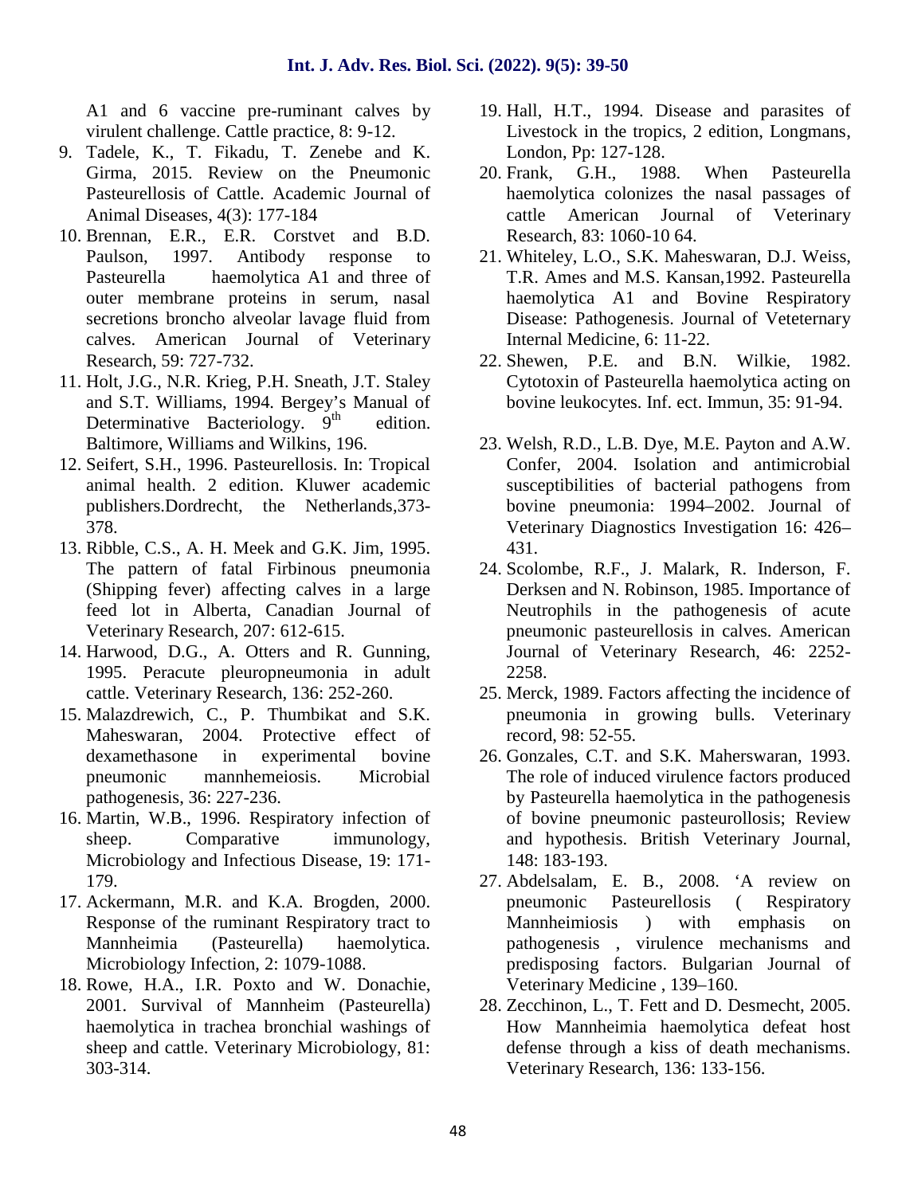A1 and 6 vaccine pre-ruminant calves by virulent challenge. Cattle practice, 8: 9-12.

9. Tadele, K., T. Fikadu, T. Zenebe and K. Girma, 2015. Review on the Pneumonic Pasteurellosis of Cattle. Academic Journal of Animal Diseases, 4(3): 177-184
10. Brennan, E.R., E.R. Corstvet and B.D. Paulson, 1997. Antibody response to Pasteurella haemolytica A1 and three of outer membrane proteins in serum, nasal secretions broncho alveolar lavage fluid from calves. American Journal of Veterinary Research, 59: 727-732.
11. Holt, J.G., N.R. Krieg, P.H. Sneath, J.T. Staley and S.T. Williams, 1994. Bergey's Manual of Determinative Bacteriology. 9th edition. Baltimore, Williams and Wilkins, 196.
12. Seifert, S.H., 1996. Pasteurellosis. In: Tropical animal health. 2 edition. Kluwer academic publishers.Dordrecht, the Netherlands,373-378.
13. Ribble, C.S., A. H. Meek and G.K. Jim, 1995. The pattern of fatal Firbinous pneumonia (Shipping fever) affecting calves in a large feed lot in Alberta, Canadian Journal of Veterinary Research, 207: 612-615.
14. Harwood, D.G., A. Otters and R. Gunning, 1995. Peracute pleuropneumonia in adult cattle. Veterinary Research, 136: 252-260.
15. Malazdrewich, C., P. Thumbikat and S.K. Maheswaran, 2004. Protective effect of dexamethasone in experimental bovine pneumonic mannhemeiosis. Microbial pathogenesis, 36: 227-236.
16. Martin, W.B., 1996. Respiratory infection of sheep. Comparative immunology, Microbiology and Infectious Disease, 19: 171-179.
17. Ackermann, M.R. and K.A. Brogden, 2000. Response of the ruminant Respiratory tract to Mannheimia (Pasteurella) haemolytica. Microbiology Infection, 2: 1079-1088.
18. Rowe, H.A., I.R. Poxto and W. Donachie, 2001. Survival of Mannheim (Pasteurella) haemolytica in trachea bronchial washings of sheep and cattle. Veterinary Microbiology, 81: 303-314.
19. Hall, H.T., 1994. Disease and parasites of Livestock in the tropics, 2 edition, Longmans, London, Pp: 127-128.
20. Frank, G.H., 1988. When Pasteurella haemolytica colonizes the nasal passages of cattle American Journal of Veterinary Research, 83: 1060-10 64.
21. Whiteley, L.O., S.K. Maheswaran, D.J. Weiss, T.R. Ames and M.S. Kansan,1992. Pasteurella haemolytica A1 and Bovine Respiratory Disease: Pathogenesis. Journal of Veteternary Internal Medicine, 6: 11-22.
22. Shewen, P.E. and B.N. Wilkie, 1982. Cytotoxin of Pasteurella haemolytica acting on bovine leukocytes. Inf. ect. Immun, 35: 91-94.
23. Welsh, R.D., L.B. Dye, M.E. Payton and A.W. Confer, 2004. Isolation and antimicrobial susceptibilities of bacterial pathogens from bovine pneumonia: 1994–2002. Journal of Veterinary Diagnostics Investigation 16: 426–431.
24. Scolombe, R.F., J. Malark, R. Inderson, F. Derksen and N. Robinson, 1985. Importance of Neutrophils in the pathogenesis of acute pneumonic pasteurellosis in calves. American Journal of Veterinary Research, 46: 2252-2258.
25. Merck, 1989. Factors affecting the incidence of pneumonia in growing bulls. Veterinary record, 98: 52-55.
26. Gonzales, C.T. and S.K. Maherswaran, 1993. The role of induced virulence factors produced by Pasteurella haemolytica in the pathogenesis of bovine pneumonic pasteurollosis; Review and hypothesis. British Veterinary Journal, 148: 183-193.
27. Abdelsalam, E. B., 2008. 'A review on pneumonic Pasteurellosis ( Respiratory Mannheimiosis ) with emphasis on pathogenesis , virulence mechanisms and predisposing factors. Bulgarian Journal of Veterinary Medicine , 139–160.
28. Zecchinon, L., T. Fett and D. Desmecht, 2005. How Mannheimia haemolytica defeat host defense through a kiss of death mechanisms. Veterinary Research, 136: 133-156.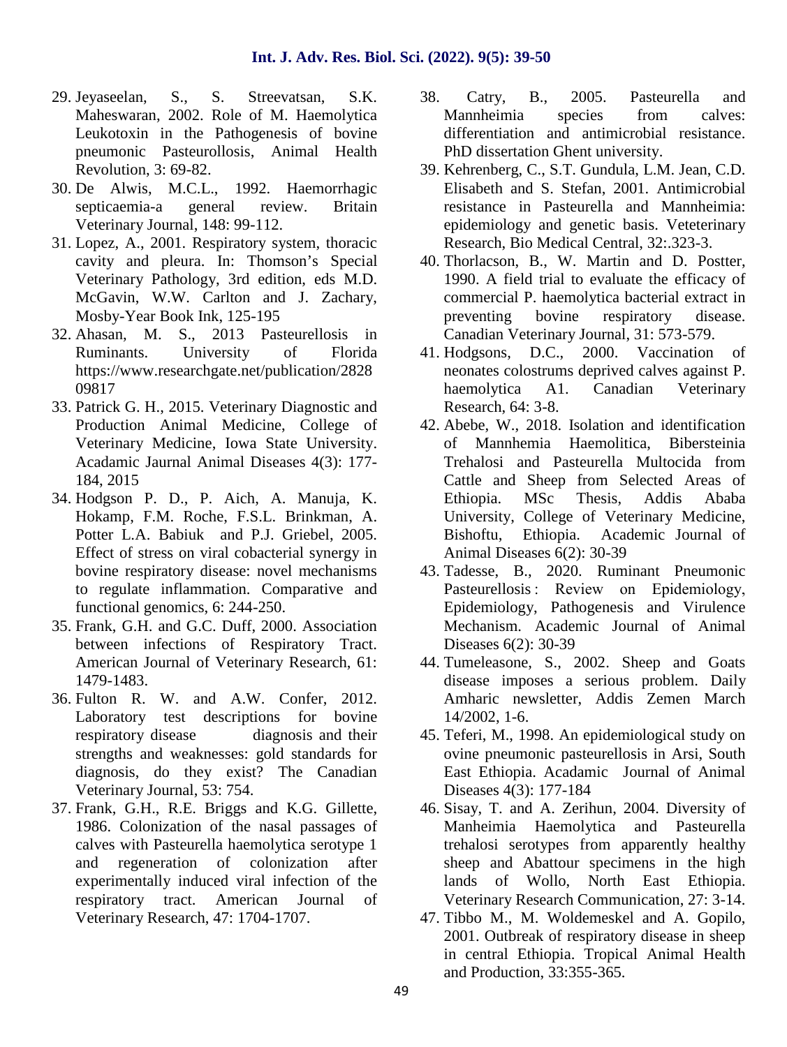29. Jeyaseelan, S., S. Streevatsan, S.K. Maheswaran, 2002. Role of M. Haemolytica Leukotoxin in the Pathogenesis of bovine pneumonic Pasteurollosis, Animal Health Revolution, 3: 69-82.
30. De Alwis, M.C.L., 1992. Haemorrhagic septicaemia-a general review. Britain Veterinary Journal, 148: 99-112.
31. Lopez, A., 2001. Respiratory system, thoracic cavity and pleura. In: Thomson's Special Veterinary Pathology, 3rd edition, eds M.D. McGavin, W.W. Carlton and J. Zachary, Mosby-Year Book Ink, 125-195
32. Ahasan, M. S., 2013 Pasteurellosis in Ruminants. University of Florida https://www.researchgate.net/publication/282809817
33. Patrick G. H., 2015. Veterinary Diagnostic and Production Animal Medicine, College of Veterinary Medicine, Iowa State University. Acadamic Jaurnal Animal Diseases 4(3): 177-184, 2015
34. Hodgson P. D., P. Aich, A. Manuja, K. Hokamp, F.M. Roche, F.S.L. Brinkman, A. Potter L.A. Babiuk and P.J. Griebel, 2005. Effect of stress on viral cobacterial synergy in bovine respiratory disease: novel mechanisms to regulate inflammation. Comparative and functional genomics, 6: 244-250.
35. Frank, G.H. and G.C. Duff, 2000. Association between infections of Respiratory Tract. American Journal of Veterinary Research, 61: 1479-1483.
36. Fulton R. W. and A.W. Confer, 2012. Laboratory test descriptions for bovine respiratory disease diagnosis and their strengths and weaknesses: gold standards for diagnosis, do they exist? The Canadian Veterinary Journal, 53: 754.
37. Frank, G.H., R.E. Briggs and K.G. Gillette, 1986. Colonization of the nasal passages of calves with Pasteurella haemolytica serotype 1 and regeneration of colonization after experimentally induced viral infection of the respiratory tract. American Journal of Veterinary Research, 47: 1704-1707.
38. Catry, B., 2005. Pasteurella and Mannheimia species from calves: differentiation and antimicrobial resistance. PhD dissertation Ghent university.
39. Kehrenberg, C., S.T. Gundula, L.M. Jean, C.D. Elisabeth and S. Stefan, 2001. Antimicrobial resistance in Pasteurella and Mannheimia: epidemiology and genetic basis. Veteterinary Research, Bio Medical Central, 32:.323-3.
40. Thorlacson, B., W. Martin and D. Postter, 1990. A field trial to evaluate the efficacy of commercial P. haemolytica bacterial extract in preventing bovine respiratory disease. Canadian Veterinary Journal, 31: 573-579.
41. Hodgsons, D.C., 2000. Vaccination of neonates colostrums deprived calves against P. haemolytica A1. Canadian Veterinary Research, 64: 3-8.
42. Abebe, W., 2018. Isolation and identification of Mannhemia Haemolitica, Bibersteinia Trehalosi and Pasteurella Multocida from Cattle and Sheep from Selected Areas of Ethiopia. MSc Thesis, Addis Ababa University, College of Veterinary Medicine, Bishoftu, Ethiopia. Academic Journal of Animal Diseases 6(2): 30-39
43. Tadesse, B., 2020. Ruminant Pneumonic Pasteurellosis : Review on Epidemiology, Epidemiology, Pathogenesis and Virulence Mechanism. Academic Journal of Animal Diseases 6(2): 30-39
44. Tumeleasone, S., 2002. Sheep and Goats disease imposes a serious problem. Daily Amharic newsletter, Addis Zemen March 14/2002, 1-6.
45. Teferi, M., 1998. An epidemiological study on ovine pneumonic pasteurellosis in Arsi, South East Ethiopia. Acadamic Journal of Animal Diseases 4(3): 177-184
46. Sisay, T. and A. Zerihun, 2004. Diversity of Manheimia Haemolytica and Pasteurella trehalosi serotypes from apparently healthy sheep and Abattour specimens in the high lands of Wollo, North East Ethiopia. Veterinary Research Communication, 27: 3-14.
47. Tibbo M., M. Woldemeskel and A. Gopilo, 2001. Outbreak of respiratory disease in sheep in central Ethiopia. Tropical Animal Health and Production, 33:355-365.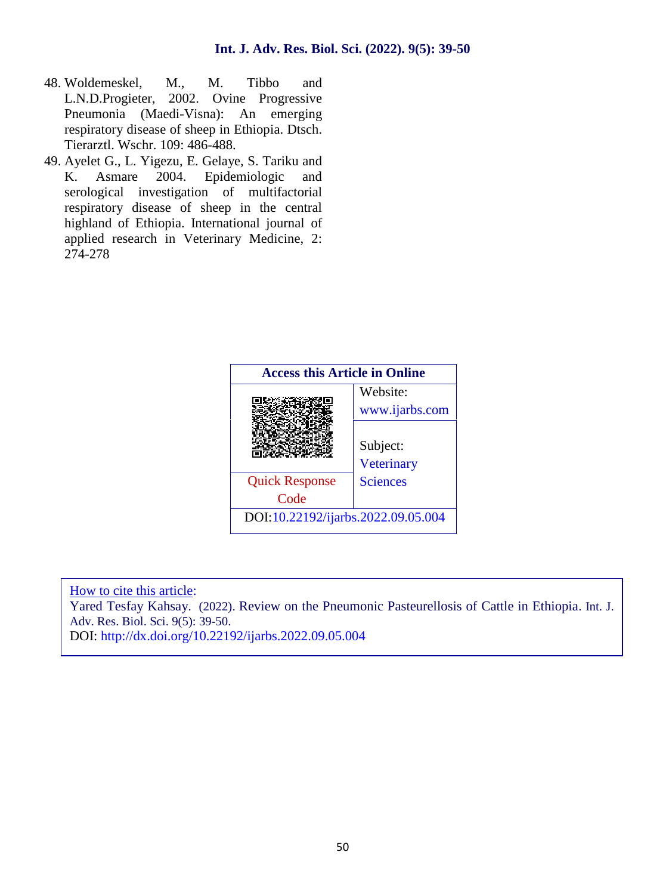48. Woldemeskel, M., M. Tibbo and L.N.D.Progieter, 2002. Ovine Progressive Pneumonia (Maedi-Visna): An emerging respiratory disease of sheep in Ethiopia. Dtsch. Tierarztl. Wschr. 109: 486-488.
49. Ayelet G., L. Yigezu, E. Gelaye, S. Tariku and K. Asmare 2004. Epidemiologic and serological investigation of multifactorial respiratory disease of sheep in the central highland of Ethiopia. International journal of applied research in Veterinary Medicine, 2: 274-278

| Access this Article in Online | |
|---|---|
| | Website: www.ijarbs.com |
| Quick Response Code | Subject: Veterinary Sciences |
| DOI:10.22192/ijarbs.2022.09.05.004 | |

How to cite this article:
Yared Tesfay Kahsay. (2022). Review on the Pneumonic Pasteurellosis of Cattle in Ethiopia. Int. J. Adv. Res. Biol. Sci. 9(5): 39-50.
DOI: http://dx.doi.org/10.22192/ijarbs.2022.09.05.004